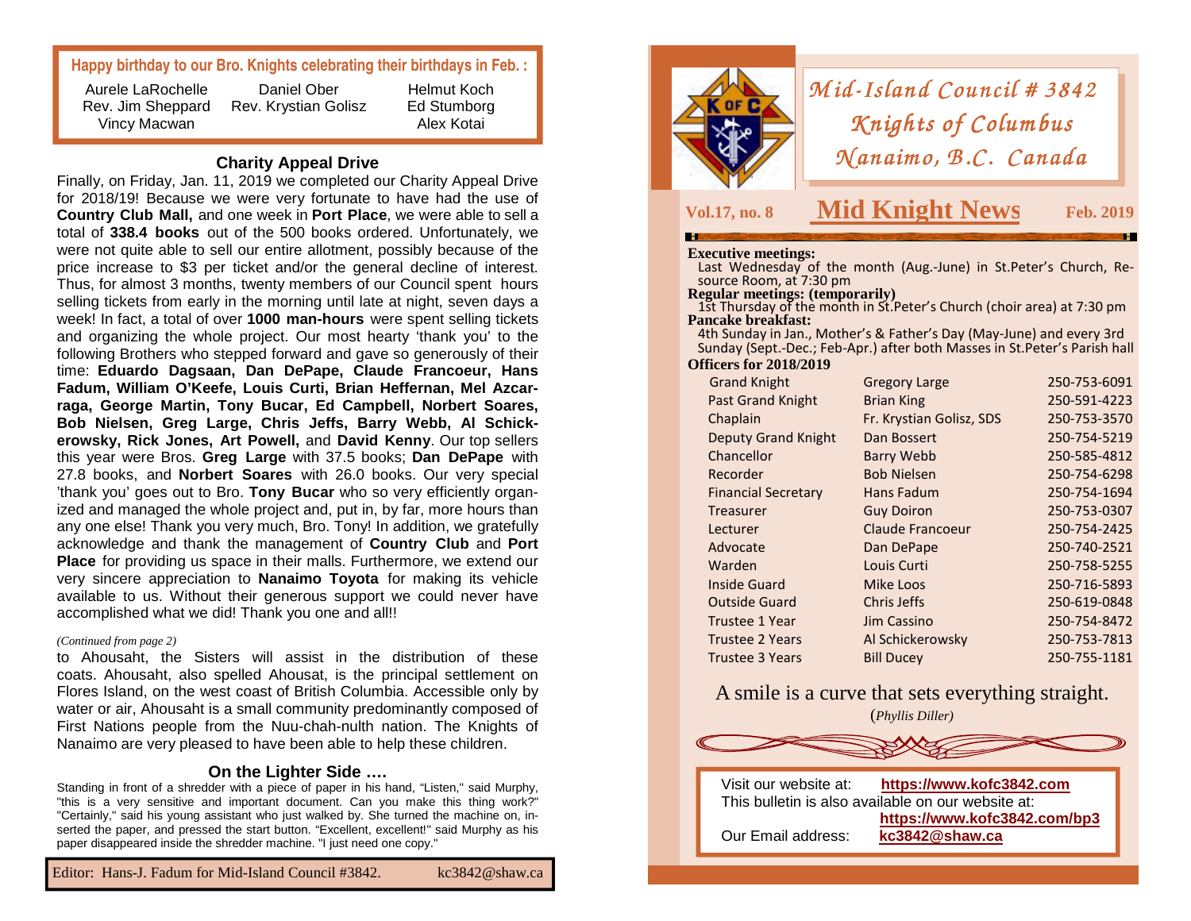**Happy birthday to our Bro. Knights celebrating their birthdays in Feb. :**

| | | |
|---|---|---|
| Aurele LaRochelle | Daniel Ober | Helmut Koch |
| Rev. Jim Sheppard | Rev. Krystian Golisz | Ed Stumborg |
| Vincy Macwan | | Alex Kotai |

## Charity Appeal Drive

Finally, on Friday, Jan. 11, 2019 we completed our Charity Appeal Drive for 2018/19! Because we were very fortunate to have had the use of **Country Club Mall,** and one week in **Port Place**, we were able to sell a total of **338.4 books** out of the 500 books ordered. Unfortunately, we were not quite able to sell our entire allotment, possibly because of the price increase to $3 per ticket and/or the general decline of interest. Thus, for almost 3 months, twenty members of our Council spent hours selling tickets from early in the morning until late at night, seven days a week! In fact, a total of over **1000 man-hours** were spent selling tickets and organizing the whole project. Our most hearty 'thank you' to the following Brothers who stepped forward and gave so generously of their time: **Eduardo Dagsaan, Dan DePape, Claude Francoeur, Hans Fadum, William O'Keefe, Louis Curti, Brian Heffernan, Mel Azcarraga, George Martin, Tony Bucar, Ed Campbell, Norbert Soares, Bob Nielsen, Greg Large, Chris Jeffs, Barry Webb, Al Schickerowsky, Rick Jones, Art Powell,** and **David Kenny**. Our top sellers this year were Bros. **Greg Large** with 37.5 books; **Dan DePape** with 27.8 books, and **Norbert Soares** with 26.0 books. Our very special 'thank you' goes out to Bro. **Tony Bucar** who so very efficiently organized and managed the whole project and, put in, by far, more hours than any one else! Thank you very much, Bro. Tony! In addition, we gratefully acknowledge and thank the management of **Country Club** and **Port Place** for providing us space in their malls. Furthermore, we extend our very sincere appreciation to **Nanaimo Toyota** for making its vehicle available to us. Without their generous support we could never have accomplished what we did! Thank you one and all!!

*(Continued from page 2)*

to Ahousaht, the Sisters will assist in the distribution of these coats. Ahousaht, also spelled Ahousat, is the principal settlement on Flores Island, on the west coast of British Columbia. Accessible only by water or air, Ahousaht is a small community predominantly composed of First Nations people from the Nuu-chah-nulth nation. The Knights of Nanaimo are very pleased to have been able to help these children.

## On the Lighter Side ….

Standing in front of a shredder with a piece of paper in his hand, "Listen," said Murphy, "this is a very sensitive and important document. Can you make this thing work?" "Certainly," said his young assistant who just walked by. She turned the machine on, inserted the paper, and pressed the start button. "Excellent, excellent!" said Murphy as his paper disappeared inside the shredder machine. "I just need one copy."

Editor: Hans-J. Fadum for Mid-Island Council #3842. kc3842@shaw.ca

# *Mid-Island Council # 3842*
# *Knights of Columbus*
# *Nanaimo, B.C. Canada*

**Vol.17, no. 8** — **Mid Knight News** — **Feb. 2019**

**Executive meetings:**
Last Wednesday of the month (Aug.-June) in St.Peter's Church, Resource Room, at 7:30 pm

**Regular meetings: (temporarily)**
1st Thursday of the month in St.Peter's Church (choir area) at 7:30 pm

**Pancake breakfast:**
4th Sunday in Jan., Mother's & Father's Day (May-June) and every 3rd Sunday (Sept.-Dec.; Feb-Apr.) after both Masses in St.Peter's Parish hall

**Officers for 2018/2019**

| Office | Name | Phone |
|---|---|---|
| Grand Knight | Gregory Large | 250-753-6091 |
| Past Grand Knight | Brian King | 250-591-4223 |
| Chaplain | Fr. Krystian Golisz, SDS | 250-753-3570 |
| Deputy Grand Knight | Dan Bossert | 250-754-5219 |
| Chancellor | Barry Webb | 250-585-4812 |
| Recorder | Bob Nielsen | 250-754-6298 |
| Financial Secretary | Hans Fadum | 250-754-1694 |
| Treasurer | Guy Doiron | 250-753-0307 |
| Lecturer | Claude Francoeur | 250-754-2425 |
| Advocate | Dan DePape | 250-740-2521 |
| Warden | Louis Curti | 250-758-5255 |
| Inside Guard | Mike Loos | 250-716-5893 |
| Outside Guard | Chris Jeffs | 250-619-0848 |
| Trustee 1 Year | Jim Cassino | 250-754-8472 |
| Trustee 2 Years | Al Schickerowsky | 250-753-7813 |
| Trustee 3 Years | Bill Ducey | 250-755-1181 |

A smile is a curve that sets everything straight.
(*Phyllis Diller)*

Visit our website at: **https://www.kofc3842.com**
This bulletin is also available on our website at: **https://www.kofc3842.com/bp3**
Our Email address: **kc3842@shaw.ca**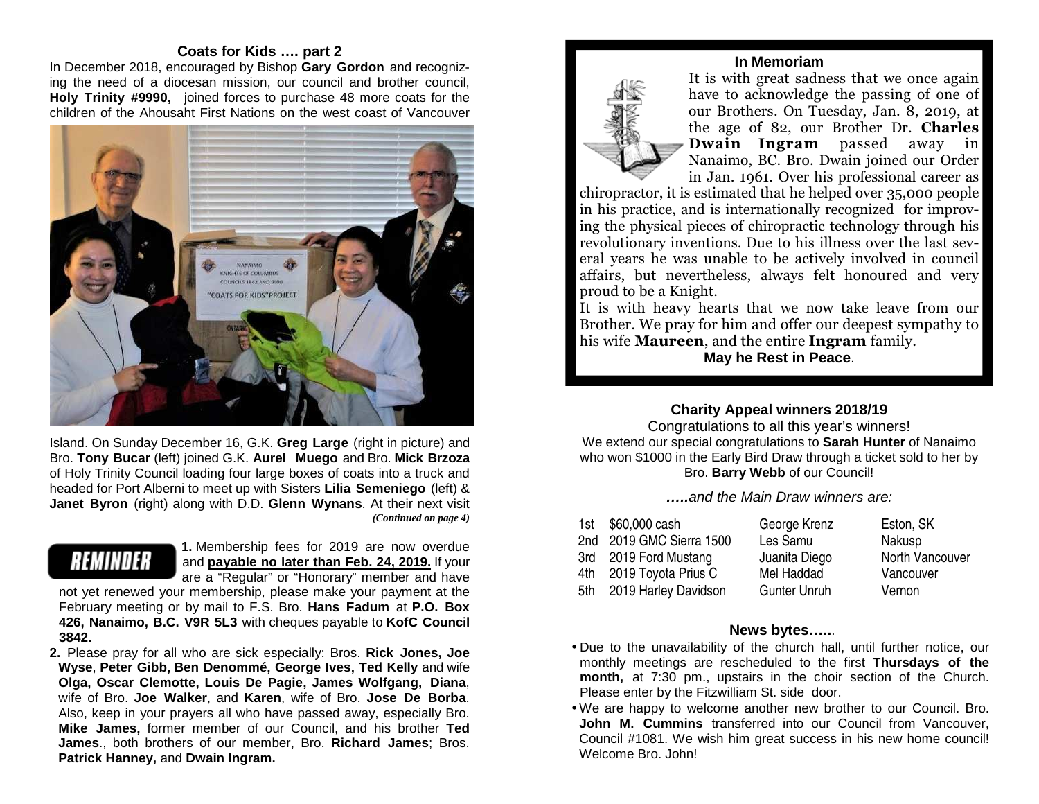## Coats for Kids …. part 2

In December 2018, encouraged by Bishop **Gary Gordon** and recognizing the need of a diocesan mission, our council and brother council, **Holy Trinity #9990,** joined forces to purchase 48 more coats for the children of the Ahousaht First Nations on the west coast of Vancouver Island. On Sunday December 16, G.K. **Greg Large** (right in picture) and Bro. **Tony Bucar** (left) joined G.K. **Aurel Muego** and Bro. **Mick Brzoza** of Holy Trinity Council loading four large boxes of coats into a truck and headed for Port Alberni to meet up with Sisters **Lilia Semeniego** (left) & **Janet Byron** (right) along with D.D. **Glenn Wynans**. At their next visit

*(Continued on page 4)*

**REMINDER**

**1.** Membership fees for 2019 are now overdue and **payable no later than Feb. 24, 2019.** If your are a "Regular" or "Honorary" member and have not yet renewed your membership, please make your payment at the February meeting or by mail to F.S. Bro. **Hans Fadum** at **P.O. Box 426, Nanaimo, B.C. V9R 5L3** with cheques payable to **KofC Council 3842.**

**2.** Please pray for all who are sick especially: Bros. **Rick Jones, Joe Wyse**, **Peter Gibb, Ben Denommé, George Ives, Ted Kelly** and wife **Olga, Oscar Clemotte, Louis De Pagie, James Wolfgang, Diana**, wife of Bro. **Joe Walker**, and **Karen**, wife of Bro. **Jose De Borba**. Also, keep in your prayers all who have passed away, especially Bro. **Mike James,** former member of our Council, and his brother **Ted James**., both brothers of our member, Bro. **Richard James**; Bros. **Patrick Hanney,** and **Dwain Ingram.**

## In Memoriam

It is with great sadness that we once again have to acknowledge the passing of one of our Brothers. On Tuesday, Jan. 8, 2019, at the age of 82, our Brother Dr. **Charles Dwain Ingram** passed away in Nanaimo, BC. Bro. Dwain joined our Order in Jan. 1961. Over his professional career as chiropractor, it is estimated that he helped over 35,000 people in his practice, and is internationally recognized for improving the physical pieces of chiropractic technology through his revolutionary inventions. Due to his illness over the last several years he was unable to be actively involved in council affairs, but nevertheless, always felt honoured and very proud to be a Knight.

It is with heavy hearts that we now take leave from our Brother. We pray for him and offer our deepest sympathy to his wife **Maureen**, and the entire **Ingram** family.

**May he Rest in Peace**.

## Charity Appeal winners 2018/19

Congratulations to all this year's winners!

We extend our special congratulations to **Sarah Hunter** of Nanaimo who won $1000 in the Early Bird Draw through a ticket sold to her by Bro. **Barry Webb** of our Council!

***…..****and the Main Draw winners are:*

| | | | |
|---|---|---|---|
| 1st | $60,000 cash | George Krenz | Eston, SK |
| 2nd | 2019 GMC Sierra 1500 | Les Samu | Nakusp |
| 3rd | 2019 Ford Mustang | Juanita Diego | North Vancouver |
| 4th | 2019 Toyota Prius C | Mel Haddad | Vancouver |
| 5th | 2019 Harley Davidson | Gunter Unruh | Vernon |

## News bytes…..

- Due to the unavailability of the church hall, until further notice, our monthly meetings are rescheduled to the first **Thursdays of the month,** at 7:30 pm., upstairs in the choir section of the Church. Please enter by the Fitzwilliam St. side door.
- We are happy to welcome another new brother to our Council. Bro. **John M. Cummins** transferred into our Council from Vancouver, Council #1081. We wish him great success in his new home council! Welcome Bro. John!